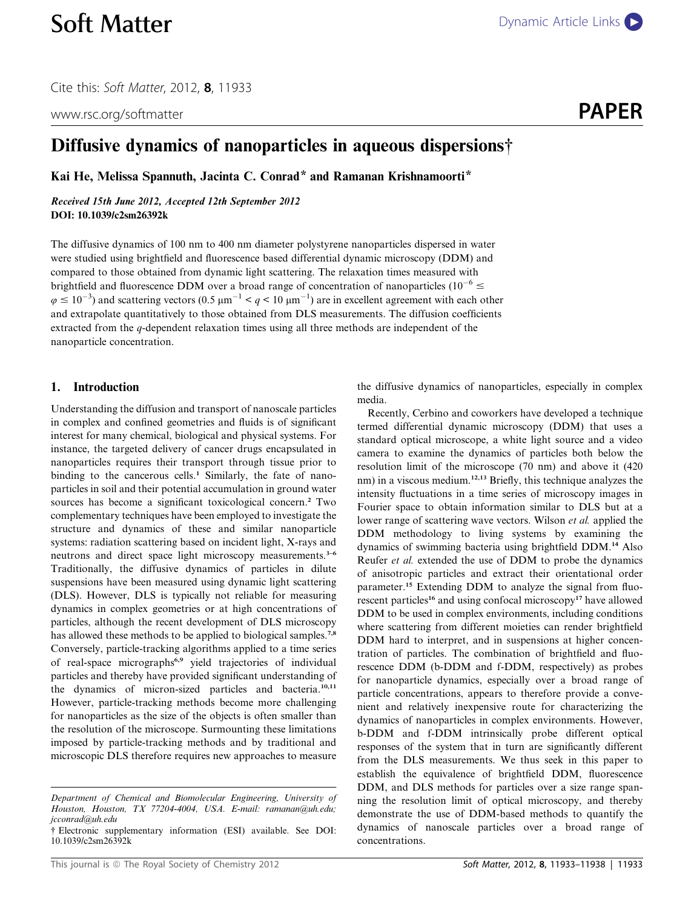# Diffusive dynamics of nanoparticles in aqueous dispersions†

**Kai He, Melissa Spannuth, Jacinta C. Conrad\* and Ramanan Krishnamoorti\***

*Received 15th June 2012, Accepted 12th September 2012*
**DOI: 10.1039/c2sm26392k**

The diffusive dynamics of 100 nm to 400 nm diameter polystyrene nanoparticles dispersed in water were studied using brightfield and fluorescence based differential dynamic microscopy (DDM) and compared to those obtained from dynamic light scattering. The relaxation times measured with brightfield and fluorescence DDM over a broad range of concentration of nanoparticles ($10^{-6} \leq \varphi \leq 10^{-3}$) and scattering vectors ($0.5\ \mu m^{-1} < q < 10\ \mu m^{-1}$) are in excellent agreement with each other and extrapolate quantitatively to those obtained from DLS measurements. The diffusion coefficients extracted from the $q$-dependent relaxation times using all three methods are independent of the nanoparticle concentration.

## 1. Introduction

Understanding the diffusion and transport of nanoscale particles in complex and confined geometries and fluids is of significant interest for many chemical, biological and physical systems. For instance, the targeted delivery of cancer drugs encapsulated in nanoparticles requires their transport through tissue prior to binding to the cancerous cells.[1] Similarly, the fate of nanoparticles in soil and their potential accumulation in ground water sources has become a significant toxicological concern.[2] Two complementary techniques have been employed to investigate the structure and dynamics of these and similar nanoparticle systems: radiation scattering based on incident light, X-rays and neutrons and direct space light microscopy measurements.[3–6] Traditionally, the diffusive dynamics of particles in dilute suspensions have been measured using dynamic light scattering (DLS). However, DLS is typically not reliable for measuring dynamics in complex geometries or at high concentrations of particles, although the recent development of DLS microscopy has allowed these methods to be applied to biological samples.[7,8] Conversely, particle-tracking algorithms applied to a time series of real-space micrographs[6,9] yield trajectories of individual particles and thereby have provided significant understanding of the dynamics of micron-sized particles and bacteria.[10,11] However, particle-tracking methods become more challenging for nanoparticles as the size of the objects is often smaller than the resolution of the microscope. Surmounting these limitations imposed by particle-tracking methods and by traditional and microscopic DLS therefore requires new approaches to measure the diffusive dynamics of nanoparticles, especially in complex media.

Recently, Cerbino and coworkers have developed a technique termed differential dynamic microscopy (DDM) that uses a standard optical microscope, a white light source and a video camera to examine the dynamics of particles both below the resolution limit of the microscope (70 nm) and above it (420 nm) in a viscous medium.[12,13] Briefly, this technique analyzes the intensity fluctuations in a time series of microscopy images in Fourier space to obtain information similar to DLS but at a lower range of scattering wave vectors. Wilson *et al.* applied the DDM methodology to living systems by examining the dynamics of swimming bacteria using brightfield DDM.[14] Also Reufer *et al.* extended the use of DDM to probe the dynamics of anisotropic particles and extract their orientational order parameter.[15] Extending DDM to analyze the signal from fluorescent particles[16] and using confocal microscopy[17] have allowed DDM to be used in complex environments, including conditions where scattering from different moieties can render brightfield DDM hard to interpret, and in suspensions at higher concentration of particles. The combination of brightfield and fluorescence DDM (b-DDM and f-DDM, respectively) as probes for nanoparticle dynamics, especially over a broad range of particle concentrations, appears to therefore provide a convenient and relatively inexpensive route for characterizing the dynamics of nanoparticles in complex environments. However, b-DDM and f-DDM intrinsically probe different optical responses of the system that in turn are significantly different from the DLS measurements. We thus seek in this paper to establish the equivalence of brightfield DDM, fluorescence DDM, and DLS methods for particles over a size range spanning the resolution limit of optical microscopy, and thereby demonstrate the use of DDM-based methods to quantify the dynamics of nanoscale particles over a broad range of concentrations.

---

*Department of Chemical and Biomolecular Engineering, University of Houston, Houston, TX 77204-4004, USA. E-mail: ramanan@uh.edu; jcconrad@uh.edu*

† Electronic supplementary information (ESI) available. See DOI: 10.1039/c2sm26392k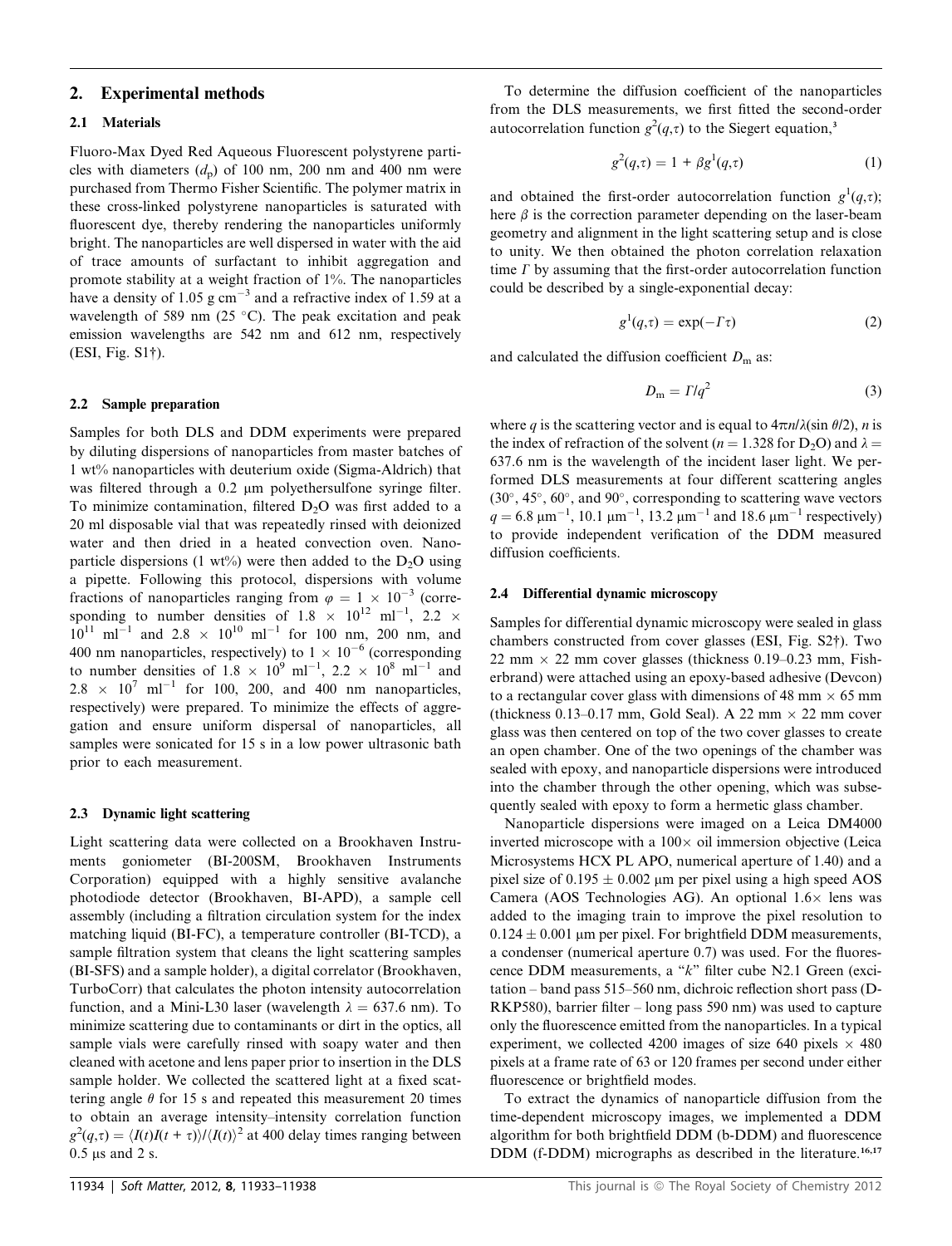## 2. Experimental methods

### 2.1 Materials

Fluoro-Max Dyed Red Aqueous Fluorescent polystyrene particles with diameters ($d_p$) of 100 nm, 200 nm and 400 nm were purchased from Thermo Fisher Scientific. The polymer matrix in these cross-linked polystyrene nanoparticles is saturated with fluorescent dye, thereby rendering the nanoparticles uniformly bright. The nanoparticles are well dispersed in water with the aid of trace amounts of surfactant to inhibit aggregation and promote stability at a weight fraction of 1%. The nanoparticles have a density of 1.05 g cm$^{-3}$ and a refractive index of 1.59 at a wavelength of 589 nm (25 °C). The peak excitation and peak emission wavelengths are 542 nm and 612 nm, respectively (ESI, Fig. S1†).

### 2.2 Sample preparation

Samples for both DLS and DDM experiments were prepared by diluting dispersions of nanoparticles from master batches of 1 wt% nanoparticles with deuterium oxide (Sigma-Aldrich) that was filtered through a 0.2 μm polyethersulfone syringe filter. To minimize contamination, filtered $D_2O$ was first added to a 20 ml disposable vial that was repeatedly rinsed with deionized water and then dried in a heated convection oven. Nanoparticle dispersions (1 wt%) were then added to the $D_2O$ using a pipette. Following this protocol, dispersions with volume fractions of nanoparticles ranging from $\varphi = 1 \times 10^{-3}$ (corresponding to number densities of $1.8 \times 10^{12}$ ml$^{-1}$, $2.2 \times 10^{11}$ ml$^{-1}$ and $2.8 \times 10^{10}$ ml$^{-1}$ for 100 nm, 200 nm, and 400 nm nanoparticles, respectively) to $1 \times 10^{-6}$ (corresponding to number densities of $1.8 \times 10^{9}$ ml$^{-1}$, $2.2 \times 10^{8}$ ml$^{-1}$ and $2.8 \times 10^{7}$ ml$^{-1}$ for 100, 200, and 400 nm nanoparticles, respectively) were prepared. To minimize the effects of aggregation and ensure uniform dispersal of nanoparticles, all samples were sonicated for 15 s in a low power ultrasonic bath prior to each measurement.

### 2.3 Dynamic light scattering

Light scattering data were collected on a Brookhaven Instruments goniometer (BI-200SM, Brookhaven Instruments Corporation) equipped with a highly sensitive avalanche photodiode detector (Brookhaven, BI-APD), a sample cell assembly (including a filtration circulation system for the index matching liquid (BI-FC), a temperature controller (BI-TCD), a sample filtration system that cleans the light scattering samples (BI-SFS) and a sample holder), a digital correlator (Brookhaven, TurboCorr) that calculates the photon intensity autocorrelation function, and a Mini-L30 laser (wavelength $\lambda = 637.6$ nm). To minimize scattering due to contaminants or dirt in the optics, all sample vials were carefully rinsed with soapy water and then cleaned with acetone and lens paper prior to insertion in the DLS sample holder. We collected the scattered light at a fixed scattering angle $\theta$ for 15 s and repeated this measurement 20 times to obtain an average intensity–intensity correlation function $g^2(q,\tau) = \langle I(t)I(t+\tau)\rangle / \langle I(t)\rangle^2$ at 400 delay times ranging between 0.5 μs and 2 s.

To determine the diffusion coefficient of the nanoparticles from the DLS measurements, we first fitted the second-order autocorrelation function $g^2(q,\tau)$ to the Siegert equation,[3]

$$g^2(q,\tau) = 1 + \beta g^1(q,\tau) \tag{1}$$

and obtained the first-order autocorrelation function $g^1(q,\tau)$; here $\beta$ is the correction parameter depending on the laser-beam geometry and alignment in the light scattering setup and is close to unity. We then obtained the photon correlation relaxation time $\Gamma$ by assuming that the first-order autocorrelation function could be described by a single-exponential decay:

$$g^1(q,\tau) = \exp(-\Gamma\tau) \tag{2}$$

and calculated the diffusion coefficient $D_m$ as:

$$D_m = \Gamma / q^2 \tag{3}$$

where $q$ is the scattering vector and is equal to $4\pi n/\lambda(\sin\theta/2)$, $n$ is the index of refraction of the solvent ($n = 1.328$ for $D_2O$) and $\lambda = 637.6$ nm is the wavelength of the incident laser light. We performed DLS measurements at four different scattering angles (30°, 45°, 60°, and 90°, corresponding to scattering wave vectors $q = 6.8$ μm$^{-1}$, 10.1 μm$^{-1}$, 13.2 μm$^{-1}$ and 18.6 μm$^{-1}$ respectively) to provide independent verification of the DDM measured diffusion coefficients.

### 2.4 Differential dynamic microscopy

Samples for differential dynamic microscopy were sealed in glass chambers constructed from cover glasses (ESI, Fig. S2†). Two 22 mm × 22 mm cover glasses (thickness 0.19–0.23 mm, Fisherbrand) were attached using an epoxy-based adhesive (Devcon) to a rectangular cover glass with dimensions of 48 mm × 65 mm (thickness 0.13–0.17 mm, Gold Seal). A 22 mm × 22 mm cover glass was then centered on top of the two cover glasses to create an open chamber. One of the two openings of the chamber was sealed with epoxy, and nanoparticle dispersions were introduced into the chamber through the other opening, which was subsequently sealed with epoxy to form a hermetic glass chamber.

Nanoparticle dispersions were imaged on a Leica DM4000 inverted microscope with a 100× oil immersion objective (Leica Microsystems HCX PL APO, numerical aperture of 1.40) and a pixel size of 0.195 ± 0.002 μm per pixel using a high speed AOS Camera (AOS Technologies AG). An optional 1.6× lens was added to the imaging train to improve the pixel resolution to 0.124 ± 0.001 μm per pixel. For brightfield DDM measurements, a condenser (numerical aperture 0.7) was used. For the fluorescence DDM measurements, a "*k*" filter cube N2.1 Green (excitation – band pass 515–560 nm, dichroic reflection short pass (D-RKP580), barrier filter – long pass 590 nm) was used to capture only the fluorescence emitted from the nanoparticles. In a typical experiment, we collected 4200 images of size 640 pixels × 480 pixels at a frame rate of 63 or 120 frames per second under either fluorescence or brightfield modes.

To extract the dynamics of nanoparticle diffusion from the time-dependent microscopy images, we implemented a DDM algorithm for both brightfield DDM (b-DDM) and fluorescence DDM (f-DDM) micrographs as described in the literature.[16,17]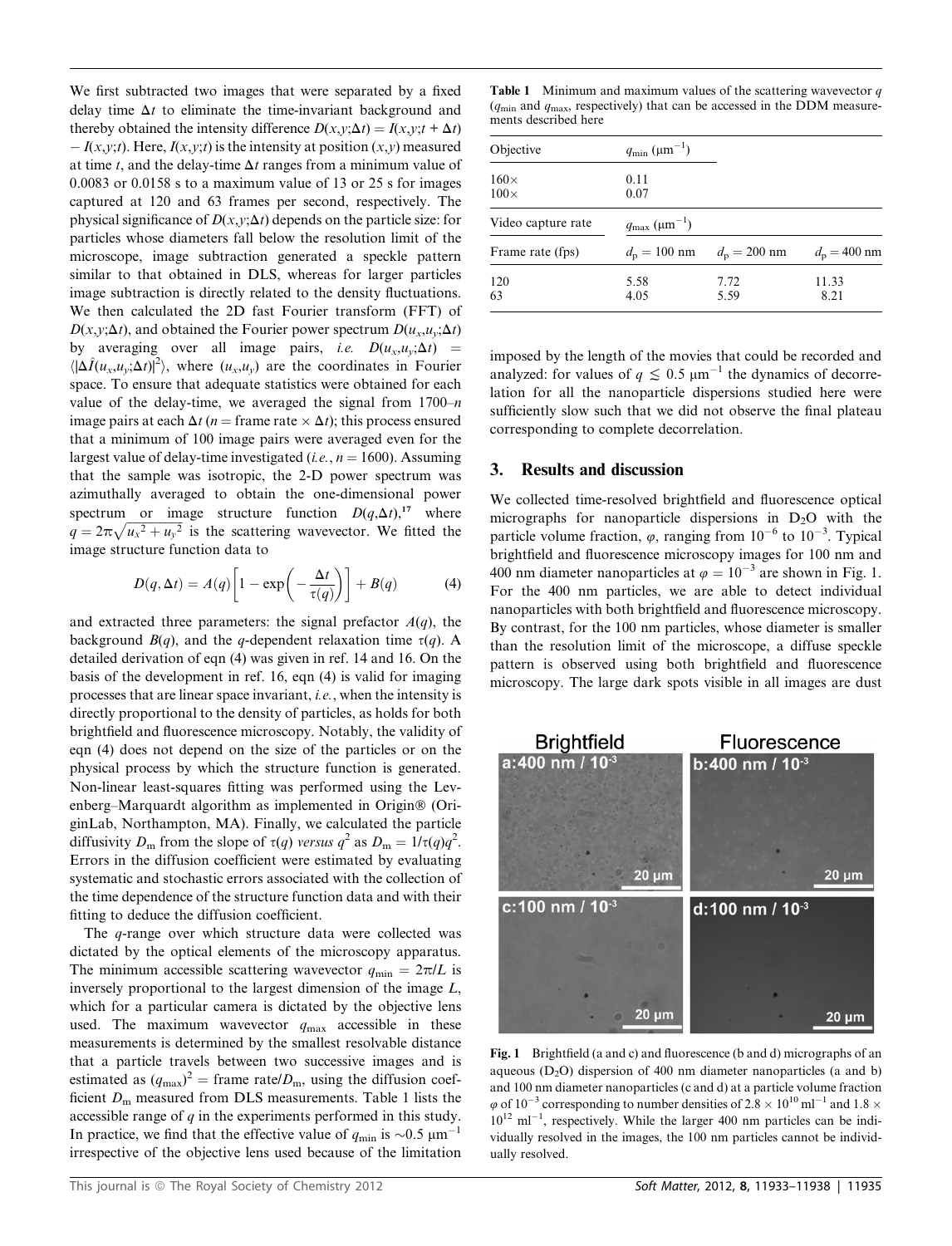We first subtracted two images that were separated by a fixed delay time $\Delta t$ to eliminate the time-invariant background and thereby obtained the intensity difference $D(x,y;\Delta t) = I(x,y;t + \Delta t) - I(x,y;t)$. Here, $I(x,y;t)$ is the intensity at position $(x,y)$ measured at time $t$, and the delay-time $\Delta t$ ranges from a minimum value of 0.0083 or 0.0158 s to a maximum value of 13 or 25 s for images captured at 120 and 63 frames per second, respectively. The physical significance of $D(x,y;\Delta t)$ depends on the particle size: for particles whose diameters fall below the resolution limit of the microscope, image subtraction generated a speckle pattern similar to that obtained in DLS, whereas for larger particles image subtraction is directly related to the density fluctuations. We then calculated the 2D fast Fourier transform (FFT) of $D(x,y;\Delta t)$, and obtained the Fourier power spectrum $D(u_x,u_y;\Delta t)$ by averaging over all image pairs, *i.e.* $D(u_x,u_y;\Delta t) = \langle|\Delta\hat{I}(u_x,u_y;\Delta t)|^2\rangle$, where $(u_x,u_y)$ are the coordinates in Fourier space. To ensure that adequate statistics were obtained for each value of the delay-time, we averaged the signal from 1700–$n$ image pairs at each $\Delta t$ ($n$ = frame rate × $\Delta t$); this process ensured that a minimum of 100 image pairs were averaged even for the largest value of delay-time investigated (*i.e.*, $n = 1600$). Assuming that the sample was isotropic, the 2-D power spectrum was azimuthally averaged to obtain the one-dimensional power spectrum or image structure function $D(q,\Delta t)$,[17] where $q = 2\pi\sqrt{u_x^2 + u_y^2}$ is the scattering wavevector. We fitted the image structure function data to

$$D(q,\Delta t) = A(q)\left[1 - \exp\left(-\frac{\Delta t}{\tau(q)}\right)\right] + B(q) \tag{4}$$

and extracted three parameters: the signal prefactor $A(q)$, the background $B(q)$, and the $q$-dependent relaxation time $\tau(q)$. A detailed derivation of eqn (4) was given in ref. 14 and 16. On the basis of the development in ref. 16, eqn (4) is valid for imaging processes that are linear space invariant, *i.e.*, when the intensity is directly proportional to the density of particles, as holds for both brightfield and fluorescence microscopy. Notably, the validity of eqn (4) does not depend on the size of the particles or on the physical process by which the structure function is generated. Non-linear least-squares fitting was performed using the Levenberg–Marquardt algorithm as implemented in Origin® (OriginLab, Northampton, MA). Finally, we calculated the particle diffusivity $D_m$ from the slope of $\tau(q)$ *versus* $q^2$ as $D_m = 1/\tau(q)q^2$. Errors in the diffusion coefficient were estimated by evaluating systematic and stochastic errors associated with the collection of the time dependence of the structure function data and with their fitting to deduce the diffusion coefficient.

The $q$-range over which structure data were collected was dictated by the optical elements of the microscopy apparatus. The minimum accessible scattering wavevector $q_{min} = 2\pi/L$ is inversely proportional to the largest dimension of the image $L$, which for a particular camera is dictated by the objective lens used. The maximum wavevector $q_{max}$ accessible in these measurements is determined by the smallest resolvable distance that a particle travels between two successive images and is estimated as $(q_{max})^2$ = frame rate/$D_m$, using the diffusion coefficient $D_m$ measured from DLS measurements. Table 1 lists the accessible range of $q$ in the experiments performed in this study. In practice, we find that the effective value of $q_{min}$ is $\sim$0.5 μm$^{-1}$ irrespective of the objective lens used because of the limitation imposed by the length of the movies that could be recorded and analyzed: for values of $q \lesssim 0.5$ μm$^{-1}$ the dynamics of decorrelation for all the nanoparticle dispersions studied here were sufficiently slow such that we did not observe the final plateau corresponding to complete decorrelation.

**Table 1** Minimum and maximum values of the scattering wavevector $q$ ($q_{min}$ and $q_{max}$, respectively) that can be accessed in the DDM measurements described here

| Objective | $q_{min}$ (μm$^{-1}$) | | |
|---|---|---|---|
| 160× | 0.11 | | |
| 100× | 0.07 | | |
| Video capture rate | $q_{max}$ (μm$^{-1}$) | | |
| Frame rate (fps) | $d_p$ = 100 nm | $d_p$ = 200 nm | $d_p$ = 400 nm |
| 120 | 5.58 | 7.72 | 11.33 |
| 63 | 4.05 | 5.59 | 8.21 |

## 3. Results and discussion

We collected time-resolved brightfield and fluorescence optical micrographs for nanoparticle dispersions in $D_2O$ with the particle volume fraction, $\varphi$, ranging from $10^{-6}$ to $10^{-3}$. Typical brightfield and fluorescence microscopy images for 100 nm and 400 nm diameter nanoparticles at $\varphi = 10^{-3}$ are shown in Fig. 1. For the 400 nm particles, we are able to detect individual nanoparticles with both brightfield and fluorescence microscopy. By contrast, for the 100 nm particles, whose diameter is smaller than the resolution limit of the microscope, a diffuse speckle pattern is observed using both brightfield and fluorescence microscopy. The large dark spots visible in all images are dust

**Fig. 1** Brightfield (a and c) and fluorescence (b and d) micrographs of an aqueous ($D_2O$) dispersion of 400 nm diameter nanoparticles (a and b) and 100 nm diameter nanoparticles (c and d) at a particle volume fraction $\varphi$ of $10^{-3}$ corresponding to number densities of $2.8 \times 10^{10}$ ml$^{-1}$ and $1.8 \times 10^{12}$ ml$^{-1}$, respectively. While the larger 400 nm particles can be individually resolved in the images, the 100 nm particles cannot be individually resolved.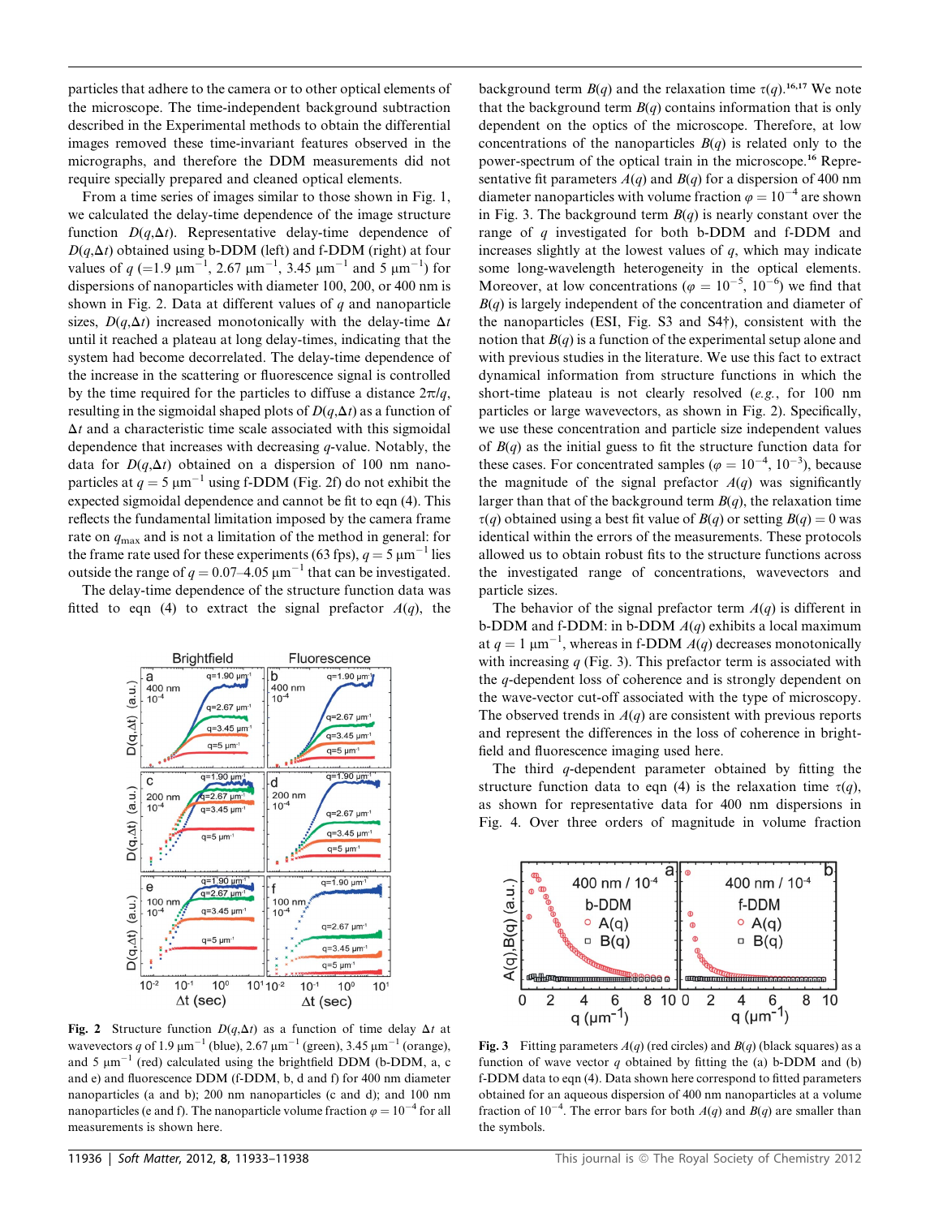particles that adhere to the camera or to other optical elements of the microscope. The time-independent background subtraction described in the Experimental methods to obtain the differential images removed these time-invariant features observed in the micrographs, and therefore the DDM measurements did not require specially prepared and cleaned optical elements.

From a time series of images similar to those shown in Fig. 1, we calculated the delay-time dependence of the image structure function $D(q,\Delta t)$. Representative delay-time dependence of $D(q,\Delta t)$ obtained using b-DDM (left) and f-DDM (right) at four values of $q$ (=1.9 μm$^{-1}$, 2.67 μm$^{-1}$, 3.45 μm$^{-1}$ and 5 μm$^{-1}$) for dispersions of nanoparticles with diameter 100, 200, or 400 nm is shown in Fig. 2. Data at different values of $q$ and nanoparticle sizes, $D(q,\Delta t)$ increased monotonically with the delay-time $\Delta t$ until it reached a plateau at long delay-times, indicating that the system had become decorrelated. The delay-time dependence of the increase in the scattering or fluorescence signal is controlled by the time required for the particles to diffuse a distance $2\pi/q$, resulting in the sigmoidal shaped plots of $D(q,\Delta t)$ as a function of $\Delta t$ and a characteristic time scale associated with this sigmoidal dependence that increases with decreasing $q$-value. Notably, the data for $D(q,\Delta t)$ obtained on a dispersion of 100 nm nanoparticles at $q = 5$ μm$^{-1}$ using f-DDM (Fig. 2f) do not exhibit the expected sigmoidal dependence and cannot be fit to eqn (4). This reflects the fundamental limitation imposed by the camera frame rate on $q_{max}$ and is not a limitation of the method in general: for the frame rate used for these experiments (63 fps), $q = 5$ μm$^{-1}$ lies outside the range of $q = 0.07$–$4.05$ μm$^{-1}$ that can be investigated.

The delay-time dependence of the structure function data was fitted to eqn (4) to extract the signal prefactor $A(q)$, the background term $B(q)$ and the relaxation time $\tau(q)$.[16,17] We note that the background term $B(q)$ contains information that is only dependent on the optics of the microscope. Therefore, at low concentrations of the nanoparticles $B(q)$ is related only to the power-spectrum of the optical train in the microscope.[16] Representative fit parameters $A(q)$ and $B(q)$ for a dispersion of 400 nm diameter nanoparticles with volume fraction $\varphi = 10^{-4}$ are shown in Fig. 3. The background term $B(q)$ is nearly constant over the range of $q$ investigated for both b-DDM and f-DDM and increases slightly at the lowest values of $q$, which may indicate some long-wavelength heterogeneity in the optical elements. Moreover, at low concentrations ($\varphi = 10^{-5}$, $10^{-6}$) we find that $B(q)$ is largely independent of the concentration and diameter of the nanoparticles (ESI, Fig. S3 and S4†), consistent with the notion that $B(q)$ is a function of the experimental setup alone and with previous studies in the literature. We use this fact to extract dynamical information from structure functions in which the short-time plateau is not clearly resolved (*e.g.*, for 100 nm particles or large wavevectors, as shown in Fig. 2). Specifically, we use these concentration and particle size independent values of $B(q)$ as the initial guess to fit the structure function data for these cases. For concentrated samples ($\varphi = 10^{-4}$, $10^{-3}$), because the magnitude of the signal prefactor $A(q)$ was significantly larger than that of the background term $B(q)$, the relaxation time $\tau(q)$ obtained using a best fit value of $B(q)$ or setting $B(q) = 0$ was identical within the errors of the measurements. These protocols allowed us to obtain robust fits to the structure functions across the investigated range of concentrations, wavevectors and particle sizes.

The behavior of the signal prefactor term $A(q)$ is different in b-DDM and f-DDM: in b-DDM $A(q)$ exhibits a local maximum at $q = 1$ μm$^{-1}$, whereas in f-DDM $A(q)$ decreases monotonically with increasing $q$ (Fig. 3). This prefactor term is associated with the $q$-dependent loss of coherence and is strongly dependent on the wave-vector cut-off associated with the type of microscopy. The observed trends in $A(q)$ are consistent with previous reports and represent the differences in the loss of coherence in brightfield and fluorescence imaging used here.

The third $q$-dependent parameter obtained by fitting the structure function data to eqn (4) is the relaxation time $\tau(q)$, as shown for representative data for 400 nm dispersions in Fig. 4. Over three orders of magnitude in volume fraction

**Fig. 2** Structure function $D(q,\Delta t)$ as a function of time delay $\Delta t$ at wavevectors $q$ of 1.9 μm$^{-1}$ (blue), 2.67 μm$^{-1}$ (green), 3.45 μm$^{-1}$ (orange), and 5 μm$^{-1}$ (red) calculated using the brightfield DDM (b-DDM, a, c and e) and fluorescence DDM (f-DDM, b, d and f) for 400 nm diameter nanoparticles (a and b); 200 nm nanoparticles (c and d); and 100 nm nanoparticles (e and f). The nanoparticle volume fraction $\varphi = 10^{-4}$ for all measurements is shown here.

**Fig. 3** Fitting parameters $A(q)$ (red circles) and $B(q)$ (black squares) as a function of wave vector $q$ obtained by fitting the (a) b-DDM and (b) f-DDM data to eqn (4). Data shown here correspond to fitted parameters obtained for an aqueous dispersion of 400 nm nanoparticles at a volume fraction of $10^{-4}$. The error bars for both $A(q)$ and $B(q)$ are smaller than the symbols.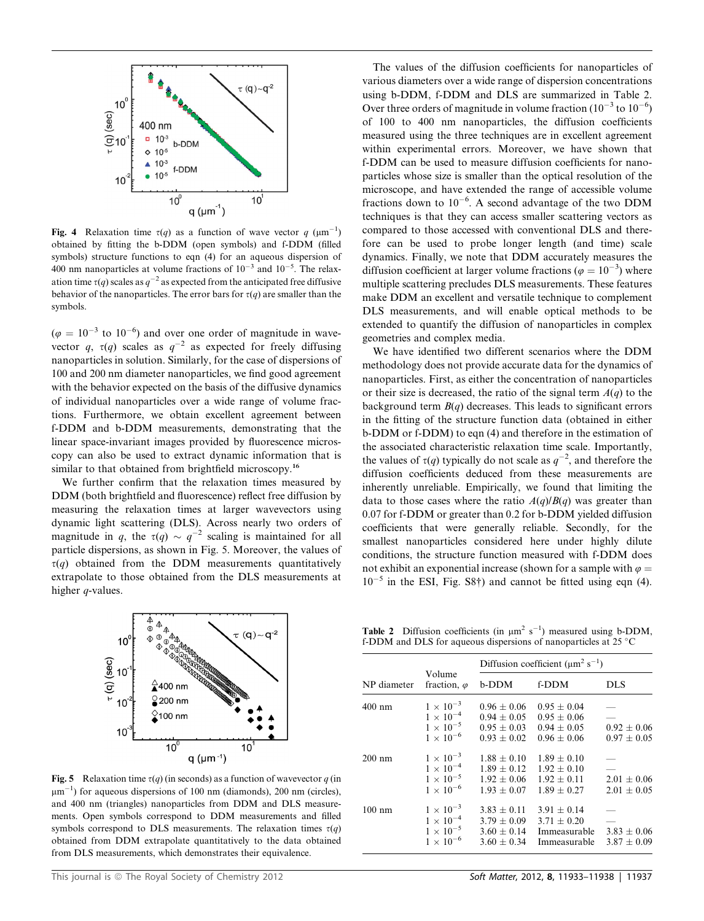**Fig. 4** Relaxation time $\tau(q)$ as a function of wave vector $q$ ($\mu m^{-1}$) obtained by fitting the b-DDM (open symbols) and f-DDM (filled symbols) structure functions to eqn (4) for an aqueous dispersion of 400 nm nanoparticles at volume fractions of $10^{-3}$ and $10^{-5}$. The relaxation time $\tau(q)$ scales as $q^{-2}$ as expected from the anticipated free diffusive behavior of the nanoparticles. The error bars for $\tau(q)$ are smaller than the symbols.

($\varphi = 10^{-3}$ to $10^{-6}$) and over one order of magnitude in wavevector $q$, $\tau(q)$ scales as $q^{-2}$ as expected for freely diffusing nanoparticles in solution. Similarly, for the case of dispersions of 100 and 200 nm diameter nanoparticles, we find good agreement with the behavior expected on the basis of the diffusive dynamics of individual nanoparticles over a wide range of volume fractions. Furthermore, we obtain excellent agreement between f-DDM and b-DDM measurements, demonstrating that the linear space-invariant images provided by fluorescence microscopy can also be used to extract dynamic information that is similar to that obtained from brightfield microscopy.[16]

We further confirm that the relaxation times measured by DDM (both brightfield and fluorescence) reflect free diffusion by measuring the relaxation times at larger wavevectors using dynamic light scattering (DLS). Across nearly two orders of magnitude in $q$, the $\tau(q) \sim q^{-2}$ scaling is maintained for all particle dispersions, as shown in Fig. 5. Moreover, the values of $\tau(q)$ obtained from the DDM measurements quantitatively extrapolate to those obtained from the DLS measurements at higher $q$-values.

**Fig. 5** Relaxation time $\tau(q)$ (in seconds) as a function of wavevector $q$ (in $\mu m^{-1}$) for aqueous dispersions of 100 nm (diamonds), 200 nm (circles), and 400 nm (triangles) nanoparticles from DDM and DLS measurements. Open symbols correspond to DDM measurements and filled symbols correspond to DLS measurements. The relaxation times $\tau(q)$ obtained from DDM extrapolate quantitatively to the data obtained from DLS measurements, which demonstrates their equivalence.

The values of the diffusion coefficients for nanoparticles of various diameters over a wide range of dispersion concentrations using b-DDM, f-DDM and DLS are summarized in Table 2. Over three orders of magnitude in volume fraction ($10^{-3}$ to $10^{-6}$) of 100 to 400 nm nanoparticles, the diffusion coefficients measured using the three techniques are in excellent agreement within experimental errors. Moreover, we have shown that f-DDM can be used to measure diffusion coefficients for nanoparticles whose size is smaller than the optical resolution of the microscope, and have extended the range of accessible volume fractions down to $10^{-6}$. A second advantage of the two DDM techniques is that they can access smaller scattering vectors as compared to those accessed with conventional DLS and therefore can be used to probe longer length (and time) scale dynamics. Finally, we note that DDM accurately measures the diffusion coefficient at larger volume fractions ($\varphi = 10^{-3}$) where multiple scattering precludes DLS measurements. These features make DDM an excellent and versatile technique to complement DLS measurements, and will enable optical methods to be extended to quantify the diffusion of nanoparticles in complex geometries and complex media.

We have identified two different scenarios where the DDM methodology does not provide accurate data for the dynamics of nanoparticles. First, as either the concentration of nanoparticles or their size is decreased, the ratio of the signal term $A(q)$ to the background term $B(q)$ decreases. This leads to significant errors in the fitting of the structure function data (obtained in either b-DDM or f-DDM) to eqn (4) and therefore in the estimation of the associated characteristic relaxation time scale. Importantly, the values of $\tau(q)$ typically do not scale as $q^{-2}$, and therefore the diffusion coefficients deduced from these measurements are inherently unreliable. Empirically, we found that limiting the data to those cases where the ratio $A(q)/B(q)$ was greater than 0.07 for f-DDM or greater than 0.2 for b-DDM yielded diffusion coefficients that were generally reliable. Secondly, for the smallest nanoparticles considered here under highly dilute conditions, the structure function measured with f-DDM does not exhibit an exponential increase (shown for a sample with $\varphi = 10^{-5}$ in the ESI, Fig. S8†) and cannot be fitted using eqn (4).

**Table 2** Diffusion coefficients (in $\mu m^2\ s^{-1}$) measured using b-DDM, f-DDM and DLS for aqueous dispersions of nanoparticles at 25 °C

| NP diameter | Volume fraction, $\varphi$ | Diffusion coefficient ($\mu m^2\ s^{-1}$) | | |
|---|---|---|---|---|
| | | b-DDM | f-DDM | DLS |
| 400 nm | $1 \times 10^{-3}$ | $0.96 \pm 0.06$ | $0.95 \pm 0.04$ | — |
| | $1 \times 10^{-4}$ | $0.94 \pm 0.05$ | $0.95 \pm 0.06$ | — |
| | $1 \times 10^{-5}$ | $0.95 \pm 0.03$ | $0.94 \pm 0.05$ | $0.92 \pm 0.06$ |
| | $1 \times 10^{-6}$ | $0.93 \pm 0.02$ | $0.96 \pm 0.06$ | $0.97 \pm 0.05$ |
| 200 nm | $1 \times 10^{-3}$ | $1.88 \pm 0.10$ | $1.89 \pm 0.10$ | — |
| | $1 \times 10^{-4}$ | $1.89 \pm 0.12$ | $1.92 \pm 0.10$ | — |
| | $1 \times 10^{-5}$ | $1.92 \pm 0.06$ | $1.92 \pm 0.11$ | $2.01 \pm 0.06$ |
| | $1 \times 10^{-6}$ | $1.93 \pm 0.07$ | $1.89 \pm 0.27$ | $2.01 \pm 0.05$ |
| 100 nm | $1 \times 10^{-3}$ | $3.83 \pm 0.11$ | $3.91 \pm 0.14$ | — |
| | $1 \times 10^{-4}$ | $3.79 \pm 0.09$ | $3.71 \pm 0.20$ | — |
| | $1 \times 10^{-5}$ | $3.60 \pm 0.14$ | Immeasurable | $3.83 \pm 0.06$ |
| | $1 \times 10^{-6}$ | $3.60 \pm 0.34$ | Immeasurable | $3.87 \pm 0.09$ |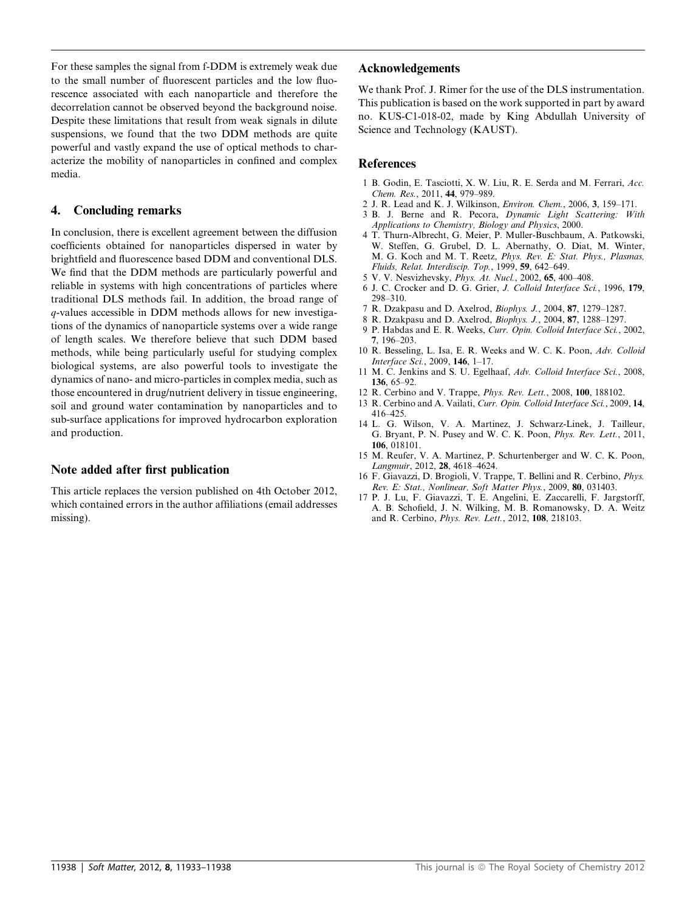For these samples the signal from f-DDM is extremely weak due to the small number of fluorescent particles and the low fluorescence associated with each nanoparticle and therefore the decorrelation cannot be observed beyond the background noise. Despite these limitations that result from weak signals in dilute suspensions, we found that the two DDM methods are quite powerful and vastly expand the use of optical methods to characterize the mobility of nanoparticles in confined and complex media.

## 4. Concluding remarks

In conclusion, there is excellent agreement between the diffusion coefficients obtained for nanoparticles dispersed in water by brightfield and fluorescence based DDM and conventional DLS. We find that the DDM methods are particularly powerful and reliable in systems with high concentrations of particles where traditional DLS methods fail. In addition, the broad range of $q$-values accessible in DDM methods allows for new investigations of the dynamics of nanoparticle systems over a wide range of length scales. We therefore believe that such DDM based methods, while being particularly useful for studying complex biological systems, are also powerful tools to investigate the dynamics of nano- and micro-particles in complex media, such as those encountered in drug/nutrient delivery in tissue engineering, soil and ground water contamination by nanoparticles and to sub-surface applications for improved hydrocarbon exploration and production.

## Note added after first publication

This article replaces the version published on 4th October 2012, which contained errors in the author affiliations (email addresses missing).

## Acknowledgements

We thank Prof. J. Rimer for the use of the DLS instrumentation. This publication is based on the work supported in part by award no. KUS-C1-018-02, made by King Abdullah University of Science and Technology (KAUST).

## References

1. B. Godin, E. Tasciotti, X. W. Liu, R. E. Serda and M. Ferrari, *Acc. Chem. Res.*, 2011, **44**, 979–989.
2. J. R. Lead and K. J. Wilkinson, *Environ. Chem.*, 2006, **3**, 159–171.
3. B. J. Berne and R. Pecora, *Dynamic Light Scattering: With Applications to Chemistry, Biology and Physics*, 2000.
4. T. Thurn-Albrecht, G. Meier, P. Muller-Buschbaum, A. Patkowski, W. Steffen, G. Grubel, D. L. Abernathy, O. Diat, M. Winter, M. G. Koch and M. T. Reetz, *Phys. Rev. E: Stat. Phys., Plasmas, Fluids, Relat. Interdiscip. Top.*, 1999, **59**, 642–649.
5. V. V. Nesvizhevsky, *Phys. At. Nucl.*, 2002, **65**, 400–408.
6. J. C. Crocker and D. G. Grier, *J. Colloid Interface Sci.*, 1996, **179**, 298–310.
7. R. Dzakpasu and D. Axelrod, *Biophys. J.*, 2004, **87**, 1279–1287.
8. R. Dzakpasu and D. Axelrod, *Biophys. J.*, 2004, **87**, 1288–1297.
9. P. Habdas and E. R. Weeks, *Curr. Opin. Colloid Interface Sci.*, 2002, **7**, 196–203.
10. R. Besseling, L. Isa, E. R. Weeks and W. C. K. Poon, *Adv. Colloid Interface Sci.*, 2009, **146**, 1–17.
11. M. C. Jenkins and S. U. Egelhaaf, *Adv. Colloid Interface Sci.*, 2008, **136**, 65–92.
12. R. Cerbino and V. Trappe, *Phys. Rev. Lett.*, 2008, **100**, 188102.
13. R. Cerbino and A. Vailati, *Curr. Opin. Colloid Interface Sci.*, 2009, **14**, 416–425.
14. L. G. Wilson, V. A. Martinez, J. Schwarz-Linek, J. Tailleur, G. Bryant, P. N. Pusey and W. C. K. Poon, *Phys. Rev. Lett.*, 2011, **106**, 018101.
15. M. Reufer, V. A. Martinez, P. Schurtenberger and W. C. K. Poon, *Langmuir*, 2012, **28**, 4618–4624.
16. F. Giavazzi, D. Brogioli, V. Trappe, T. Bellini and R. Cerbino, *Phys. Rev. E: Stat., Nonlinear, Soft Matter Phys.*, 2009, **80**, 031403.
17. P. J. Lu, F. Giavazzi, T. E. Angelini, E. Zaccarelli, F. Jargstorff, A. B. Schofield, J. N. Wilking, M. B. Romanowsky, D. A. Weitz and R. Cerbino, *Phys. Rev. Lett.*, 2012, **108**, 218103.